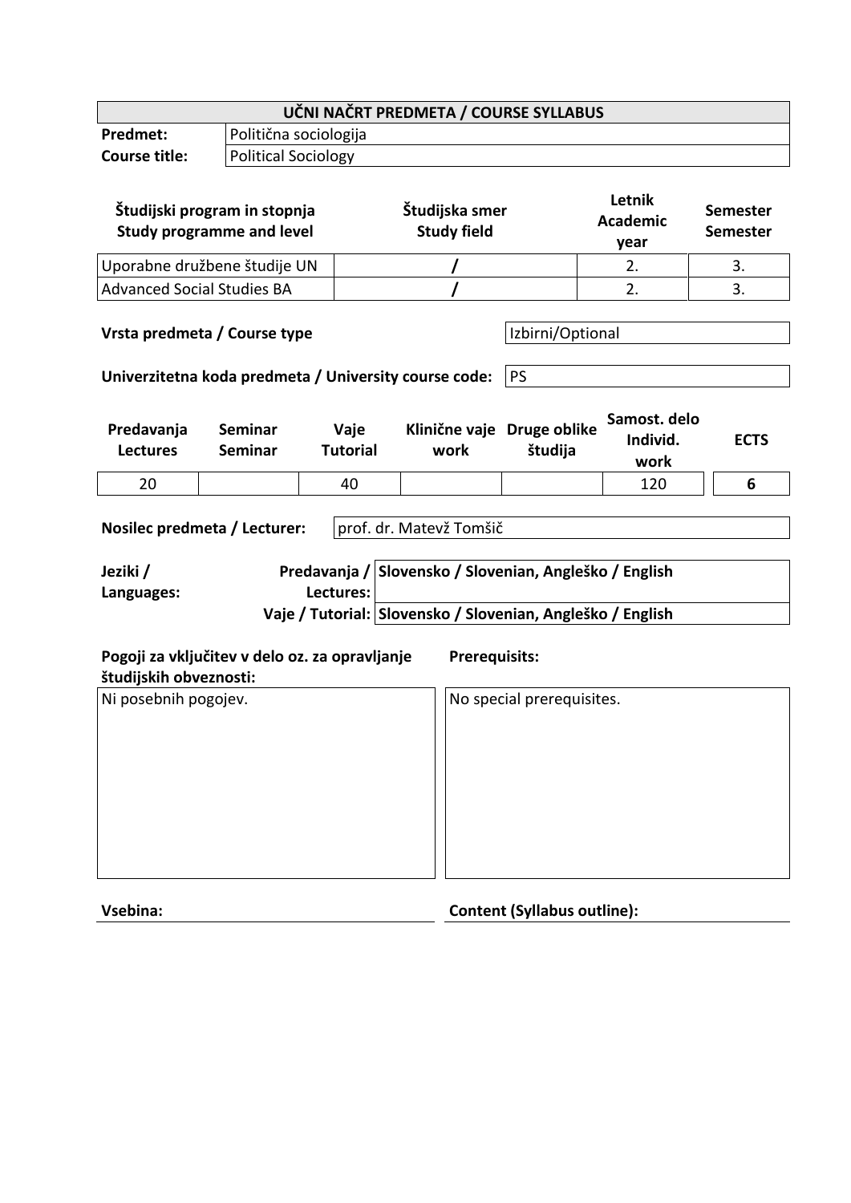| UČNI NAČRT PREDMETA / COURSE SYLLABUS | |
|---|---|
| **Predmet:** | Politična sociologija |
| **Course title:** | Political Sociology |

| Študijski program in stopnja<br>Study programme and level | Študijska smer<br>Study field | Letnik<br>Academic year | Semester<br>Semester |
|---|---|---|---|
| Uporabne družbene študije UN | / | 2. | 3. |
| Advanced Social Studies BA | / | 2. | 3. |

| | |
|---|---|
| **Vrsta predmeta / Course type** | Izbirni/Optional |
| **Univerzitetna koda predmeta / University course code:** | PS |

| Predavanja<br>Lectures | Seminar<br>Seminar | Vaje<br>Tutorial | Klinične vaje<br>work | Druge oblike<br>študija | Samost. delo<br>Individ. work | ECTS |
|---|---|---|---|---|---|---|
| 20 | | 40 | | | 120 | **6** |

| | |
|---|---|
| **Nosilec predmeta / Lecturer:** | prof. dr. Matevž Tomšič |

| Jeziki / Languages: | | |
|---|---|---|
| | Predavanja / Lectures: | Slovensko / Slovenian, Angleško / English |
| | Vaje / Tutorial: | Slovensko / Slovenian, Angleško / English |

| Pogoji za vključitev v delo oz. za opravljanje študijskih obveznosti: | Prerequisits: |
|---|---|
| Ni posebnih pogojev. | No special prerequisites. |

| Vsebina: | Content (Syllabus outline): |
|---|---|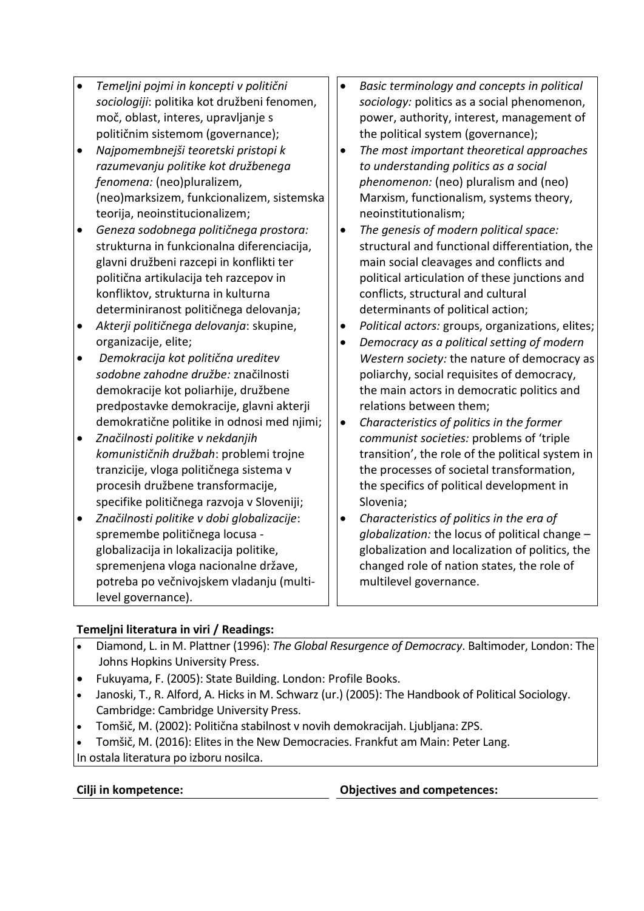| | |
|---|---|
| • *Temeljni pojmi in koncepti v politični sociologiji*: politika kot družbeni fenomen, moč, oblast, interes, upravljanje s političnim sistemom (governance);<br>• *Najpomembnejši teoretski pristopi k razumevanju politike kot družbenega fenomena:* (neo)pluralizem, (neo)marksizem, funkcionalizem, sistemska teorija, neoinstitucionalizem;<br>• *Geneza sodobnega političnega prostora:* strukturna in funkcionalna diferenciacija, glavni družbeni razcepi in konflikti ter politična artikulacija teh razcepov in konfliktov, strukturna in kulturna determiniranost političnega delovanja;<br>• *Akterji političnega delovanja*: skupine, organizacije, elite;<br>• *Demokracija kot politična ureditev sodobne zahodne družbe:* značilnosti demokracije kot poliarhije, družbene predpostavke demokracije, glavni akterji demokratične politike in odnosi med njimi;<br>• *Značilnosti politike v nekdanjih komunističnih družbah*: problemi trojne tranzicije, vloga političnega sistema v procesih družbene transformacije, specifike političnega razvoja v Sloveniji;<br>• *Značilnosti politike v dobi globalizacije*: spremembe političnega locusa - globalizacija in lokalizacija politike, spremenjena vloga nacionalne države, potreba po večnivojskem vladanju (multi-level governance). | • *Basic terminology and concepts in political sociology:* politics as a social phenomenon, power, authority, interest, management of the political system (governance);<br>• *The most important theoretical approaches to understanding politics as a social phenomenon:* (neo) pluralism and (neo) Marxism, functionalism, systems theory, neoinstitutionalism;<br>• *The genesis of modern political space:* structural and functional differentiation, the main social cleavages and conflicts and political articulation of these junctions and conflicts, structural and cultural determinants of political action;<br>• *Political actors:* groups, organizations, elites;<br>• *Democracy as a political setting of modern Western society:* the nature of democracy as poliarchy, social requisites of democracy, the main actors in democratic politics and relations between them;<br>• *Characteristics of politics in the former communist societies:* problems of 'triple transition', the role of the political system in the processes of societal transformation, the specifics of political development in Slovenia;<br>• *Characteristics of politics in the era of globalization:* the locus of political change – globalization and localization of politics, the changed role of nation states, the role of multilevel governance. |

**Temeljni literatura in viri / Readings:**

- Diamond, L. in M. Plattner (1996): *The Global Resurgence of Democracy*. Baltimoder, London: The Johns Hopkins University Press.
- Fukuyama, F. (2005): State Building. London: Profile Books.
- Janoski, T., R. Alford, A. Hicks in M. Schwarz (ur.) (2005): The Handbook of Political Sociology. Cambridge: Cambridge University Press.
- Tomšič, M. (2002): Politična stabilnost v novih demokracijah. Ljubljana: ZPS.
- Tomšič, M. (2016): Elites in the New Democracies. Frankfut am Main: Peter Lang.

In ostala literatura po izboru nosilca.

| **Cilji in kompetence:** | **Objectives and competences:** |
|---|---|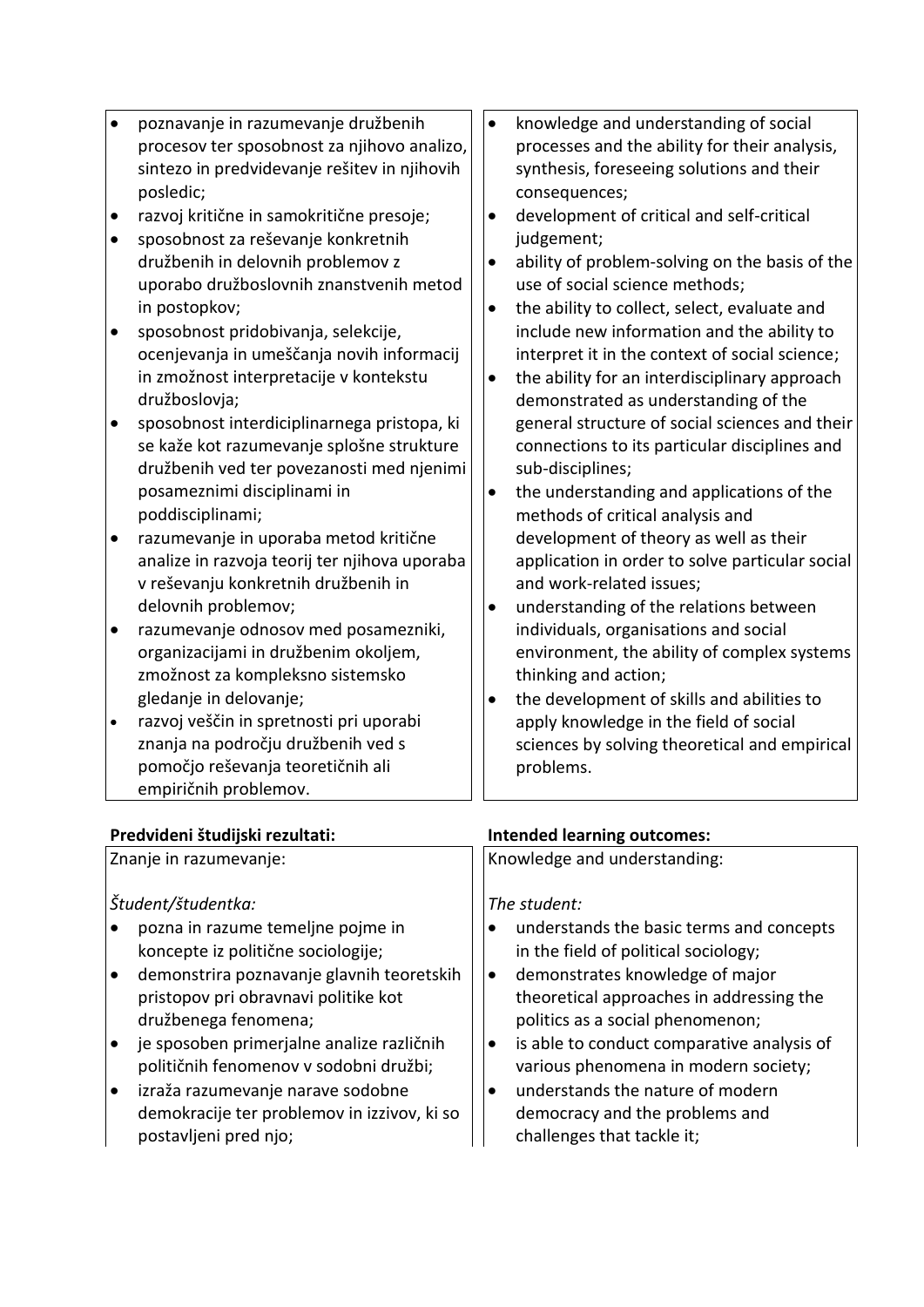| | |
|---|---|
| • poznavanje in razumevanje družbenih procesov ter sposobnost za njihovo analizo, sintezo in predvidevanje rešitev in njihovih posledic;<br>• razvoj kritične in samokritične presoje;<br>• sposobnost za reševanje konkretnih družbenih in delovnih problemov z uporabo družboslovnih znanstvenih metod in postopkov;<br>• sposobnost pridobivanja, selekcije, ocenjevanja in umeščanja novih informacij in zmožnost interpretacije v kontekstu družboslovja;<br>• sposobnost interdiciplinarnega pristopa, ki se kaže kot razumevanje splošne strukture družbenih ved ter povezanosti med njenimi posameznimi disciplinami in poddisciplinami;<br>• razumevanje in uporaba metod kritične analize in razvoja teorij ter njihova uporaba v reševanju konkretnih družbenih in delovnih problemov;<br>• razumevanje odnosov med posamezniki, organizacijami in družbenim okoljem, zmožnost za kompleksno sistemsko gledanje in delovanje;<br>• razvoj veščin in spretnosti pri uporabi znanja na področju družbenih ved s pomočjo reševanja teoretičnih ali empiričnih problemov. | • knowledge and understanding of social processes and the ability for their analysis, synthesis, foreseeing solutions and their consequences;<br>• development of critical and self-critical judgement;<br>• ability of problem-solving on the basis of the use of social science methods;<br>• the ability to collect, select, evaluate and include new information and the ability to interpret it in the context of social science;<br>• the ability for an interdisciplinary approach demonstrated as understanding of the general structure of social sciences and their connections to its particular disciplines and sub-disciplines;<br>• the understanding and applications of the methods of critical analysis and development of theory as well as their application in order to solve particular social and work-related issues;<br>• understanding of the relations between individuals, organisations and social environment, the ability of complex systems thinking and action;<br>• the development of skills and abilities to apply knowledge in the field of social sciences by solving theoretical and empirical problems. |

**Predvideni študijski rezultati:** | **Intended learning outcomes:**

| | |
|---|---|
| Znanje in razumevanje:<br><br>*Študent/študentka:*<br>• pozna in razume temeljne pojme in koncepte iz politične sociologije;<br>• demonstrira poznavanje glavnih teoretskih pristopov pri obravnavi politike kot družbenega fenomena;<br>• je sposoben primerjalne analize različnih političnih fenomenov v sodobni družbi;<br>• izraža razumevanje narave sodobne demokracije ter problemov in izzivov, ki so postavljeni pred njo; | Knowledge and understanding:<br><br>*The student:*<br>• understands the basic terms and concepts in the field of political sociology;<br>• demonstrates knowledge of major theoretical approaches in addressing the politics as a social phenomenon;<br>• is able to conduct comparative analysis of various phenomena in modern society;<br>• understands the nature of modern democracy and the problems and challenges that tackle it; |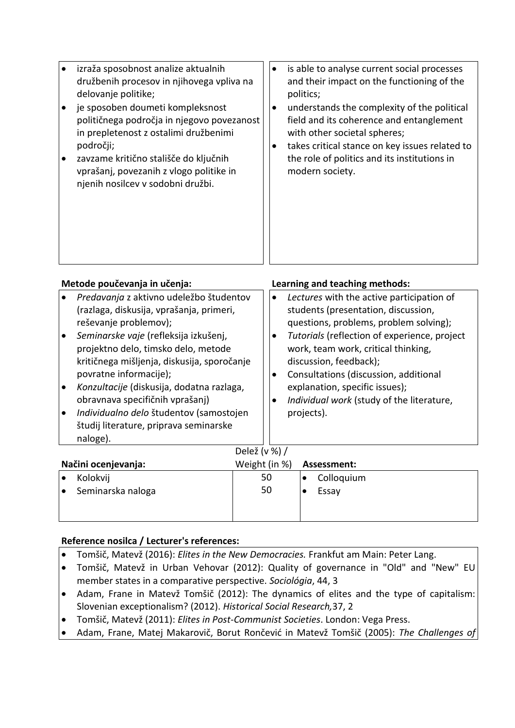| | |
|---|---|
| - izraža sposobnost analize aktualnih družbenih procesov in njihovega vpliva na delovanje politike;<br>- je sposoben doumeti kompleksnost političnega področja in njegovo povezanost in prepletenost z ostalimi družbenimi področji;<br>- zavzame kritično stališče do ključnih vprašanj, povezanih z vlogo politike in njenih nosilcev v sodobni družbi. | - is able to analyse current social processes and their impact on the functioning of the politics;<br>- understands the complexity of the political field and its coherence and entanglement with other societal spheres;<br>- takes critical stance on key issues related to the role of politics and its institutions in modern society. |

| Metode poučevanja in učenja: | Learning and teaching methods: |
|---|---|
| - *Predavanja* z aktivno udeležbo študentov (razlaga, diskusija, vprašanja, primeri, reševanje problemov);<br>- *Seminarske vaje* (refleksija izkušenj, projektno delo, timsko delo, metode kritičnega mišljenja, diskusija, sporočanje povratne informacije);<br>- *Konzultacije* (diskusija, dodatna razlaga, obravnava specifičnih vprašanj)<br>- *Individualno delo* študentov (samostojen študij literature, priprava seminarske naloge). | - *Lectures* with the active participation of students (presentation, discussion, questions, problems, problem solving);<br>- *Tutorials* (reflection of experience, project work, team work, critical thinking, discussion, feedback);<br>- Consultations (discussion, additional explanation, specific issues);<br>- *Individual work* (study of the literature, projects). |

| Načini ocenjevanja: | Delež (v %) / Weight (in %) | Assessment: |
|---|---|---|
| - Kolokvij | 50 | - Colloquium |
| - Seminarska naloga | 50 | - Essay |

**Reference nosilca / Lecturer's references:**

- Tomšič, Matevž (2016): *Elites in the New Democracies.* Frankfut am Main: Peter Lang.
- Tomšič, Matevž in Urban Vehovar (2012): Quality of governance in "Old" and "New" EU member states in a comparative perspective. *Sociológia*, 44, 3
- Adam, Frane in Matevž Tomšič (2012): The dynamics of elites and the type of capitalism: Slovenian exceptionalism? (2012). *Historical Social Research,*37, 2
- Tomšič, Matevž (2011): *Elites in Post-Communist Societies*. London: Vega Press.
- Adam, Frane, Matej Makarovič, Borut Rončević in Matevž Tomšič (2005): *The Challenges of*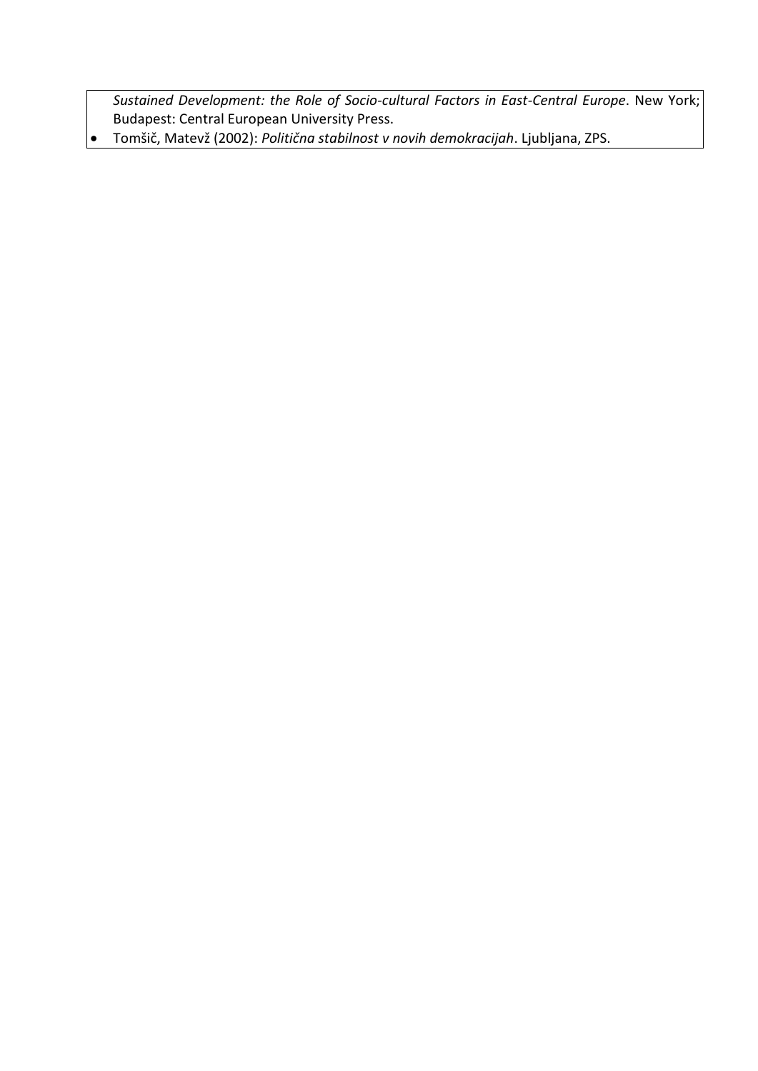*Sustained Development: the Role of Socio-cultural Factors in East-Central Europe*. New York; Budapest: Central European University Press.

- Tomšič, Matevž (2002): *Politična stabilnost v novih demokracijah*. Ljubljana, ZPS.